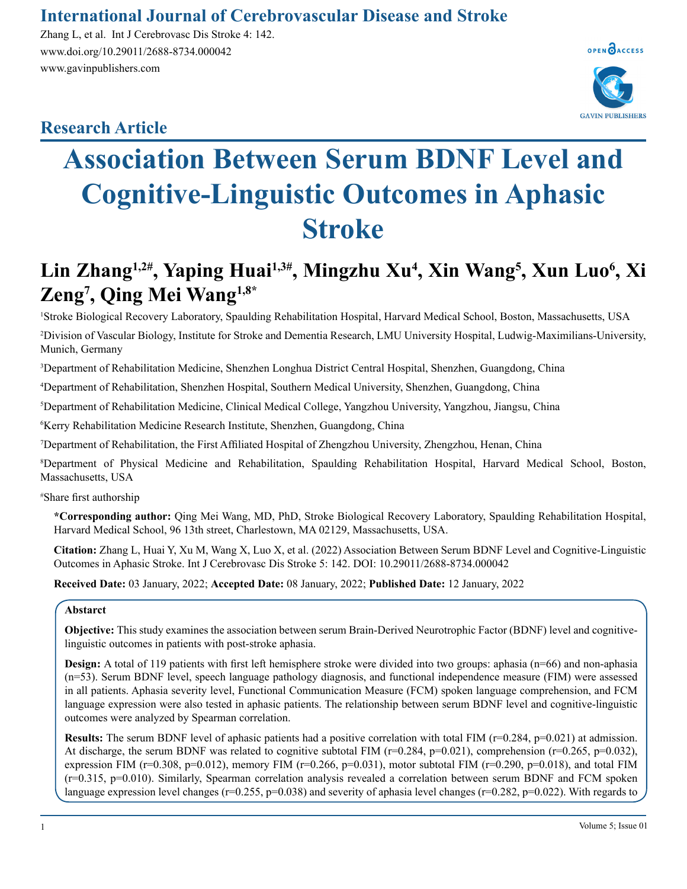International Journal of Cerebrovascular Disease and Stroke

Zhang L, et al. Int J Cerebrovasc Dis Stroke 4: 142.
www.doi.org/10.29011/2688-8734.000042
www.gavinpublishers.com

## Research Article

# Association Between Serum BDNF Level and Cognitive-Linguistic Outcomes in Aphasic Stroke

**Lin Zhang[1,2#], Yaping Huai[1,3#], Mingzhu Xu[4], Xin Wang[5], Xun Luo[6], Xi Zeng[7], Qing Mei Wang[1,8*]**

[1]Stroke Biological Recovery Laboratory, Spaulding Rehabilitation Hospital, Harvard Medical School, Boston, Massachusetts, USA

[2]Division of Vascular Biology, Institute for Stroke and Dementia Research, LMU University Hospital, Ludwig-Maximilians-University, Munich, Germany

[3]Department of Rehabilitation Medicine, Shenzhen Longhua District Central Hospital, Shenzhen, Guangdong, China

[4]Department of Rehabilitation, Shenzhen Hospital, Southern Medical University, Shenzhen, Guangdong, China

[5]Department of Rehabilitation Medicine, Clinical Medical College, Yangzhou University, Yangzhou, Jiangsu, China

[6]Kerry Rehabilitation Medicine Research Institute, Shenzhen, Guangdong, China

[7]Department of Rehabilitation, the First Affiliated Hospital of Zhengzhou University, Zhengzhou, Henan, China

[8]Department of Physical Medicine and Rehabilitation, Spaulding Rehabilitation Hospital, Harvard Medical School, Boston, Massachusetts, USA

[#]Share first authorship

**\*Corresponding author:** Qing Mei Wang, MD, PhD, Stroke Biological Recovery Laboratory, Spaulding Rehabilitation Hospital, Harvard Medical School, 96 13th street, Charlestown, MA 02129, Massachusetts, USA.

**Citation:** Zhang L, Huai Y, Xu M, Wang X, Luo X, et al. (2022) Association Between Serum BDNF Level and Cognitive-Linguistic Outcomes in Aphasic Stroke. Int J Cerebrovasc Dis Stroke 5: 142. DOI: 10.29011/2688-8734.000042

**Received Date:** 03 January, 2022; **Accepted Date:** 08 January, 2022; **Published Date:** 12 January, 2022

### Abastract

**Objective:** This study examines the association between serum Brain-Derived Neurotrophic Factor (BDNF) level and cognitive-linguistic outcomes in patients with post-stroke aphasia.

**Design:** A total of 119 patients with first left hemisphere stroke were divided into two groups: aphasia (n=66) and non-aphasia (n=53). Serum BDNF level, speech language pathology diagnosis, and functional independence measure (FIM) were assessed in all patients. Aphasia severity level, Functional Communication Measure (FCM) spoken language comprehension, and FCM language expression were also tested in aphasic patients. The relationship between serum BDNF level and cognitive-linguistic outcomes were analyzed by Spearman correlation.

**Results:** The serum BDNF level of aphasic patients had a positive correlation with total FIM (r=0.284, p=0.021) at admission. At discharge, the serum BDNF was related to cognitive subtotal FIM (r=0.284, p=0.021), comprehension (r=0.265, p=0.032), expression FIM (r=0.308, p=0.012), memory FIM (r=0.266, p=0.031), motor subtotal FIM (r=0.290, p=0.018), and total FIM (r=0.315, p=0.010). Similarly, Spearman correlation analysis revealed a correlation between serum BDNF and FCM spoken language expression level changes (r=0.255, p=0.038) and severity of aphasia level changes (r=0.282, p=0.022). With regards to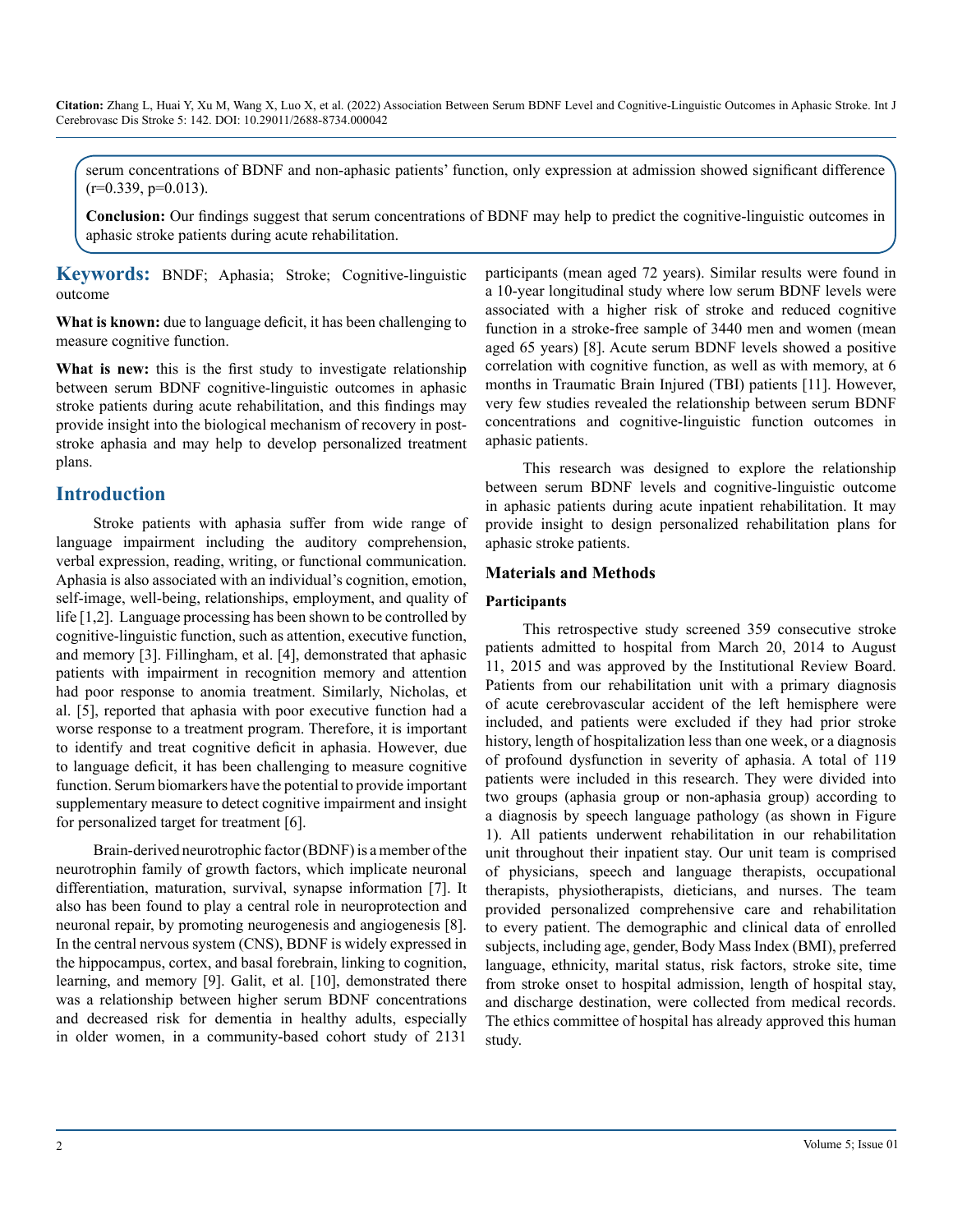serum concentrations of BDNF and non-aphasic patients' function, only expression at admission showed significant difference (r=0.339, p=0.013).

**Conclusion:** Our findings suggest that serum concentrations of BDNF may help to predict the cognitive-linguistic outcomes in aphasic stroke patients during acute rehabilitation.

**Keywords:** BNDF; Aphasia; Stroke; Cognitive-linguistic outcome

**What is known:** due to language deficit, it has been challenging to measure cognitive function.

**What is new:** this is the first study to investigate relationship between serum BDNF cognitive-linguistic outcomes in aphasic stroke patients during acute rehabilitation, and this findings may provide insight into the biological mechanism of recovery in post-stroke aphasia and may help to develop personalized treatment plans.

## Introduction

Stroke patients with aphasia suffer from wide range of language impairment including the auditory comprehension, verbal expression, reading, writing, or functional communication. Aphasia is also associated with an individual's cognition, emotion, self-image, well-being, relationships, employment, and quality of life [1,2]. Language processing has been shown to be controlled by cognitive-linguistic function, such as attention, executive function, and memory [3]. Fillingham, et al. [4], demonstrated that aphasic patients with impairment in recognition memory and attention had poor response to anomia treatment. Similarly, Nicholas, et al. [5], reported that aphasia with poor executive function had a worse response to a treatment program. Therefore, it is important to identify and treat cognitive deficit in aphasia. However, due to language deficit, it has been challenging to measure cognitive function. Serum biomarkers have the potential to provide important supplementary measure to detect cognitive impairment and insight for personalized target for treatment [6].

Brain-derived neurotrophic factor (BDNF) is a member of the neurotrophin family of growth factors, which implicate neuronal differentiation, maturation, survival, synapse information [7]. It also has been found to play a central role in neuroprotection and neuronal repair, by promoting neurogenesis and angiogenesis [8]. In the central nervous system (CNS), BDNF is widely expressed in the hippocampus, cortex, and basal forebrain, linking to cognition, learning, and memory [9]. Galit, et al. [10], demonstrated there was a relationship between higher serum BDNF concentrations and decreased risk for dementia in healthy adults, especially in older women, in a community-based cohort study of 2131 participants (mean aged 72 years). Similar results were found in a 10-year longitudinal study where low serum BDNF levels were associated with a higher risk of stroke and reduced cognitive function in a stroke-free sample of 3440 men and women (mean aged 65 years) [8]. Acute serum BDNF levels showed a positive correlation with cognitive function, as well as with memory, at 6 months in Traumatic Brain Injured (TBI) patients [11]. However, very few studies revealed the relationship between serum BDNF concentrations and cognitive-linguistic function outcomes in aphasic patients.

This research was designed to explore the relationship between serum BDNF levels and cognitive-linguistic outcome in aphasic patients during acute inpatient rehabilitation. It may provide insight to design personalized rehabilitation plans for aphasic stroke patients.

## Materials and Methods

### Participants

This retrospective study screened 359 consecutive stroke patients admitted to hospital from March 20, 2014 to August 11, 2015 and was approved by the Institutional Review Board. Patients from our rehabilitation unit with a primary diagnosis of acute cerebrovascular accident of the left hemisphere were included, and patients were excluded if they had prior stroke history, length of hospitalization less than one week, or a diagnosis of profound dysfunction in severity of aphasia. A total of 119 patients were included in this research. They were divided into two groups (aphasia group or non-aphasia group) according to a diagnosis by speech language pathology (as shown in Figure 1). All patients underwent rehabilitation in our rehabilitation unit throughout their inpatient stay. Our unit team is comprised of physicians, speech and language therapists, occupational therapists, physiotherapists, dieticians, and nurses. The team provided personalized comprehensive care and rehabilitation to every patient. The demographic and clinical data of enrolled subjects, including age, gender, Body Mass Index (BMI), preferred language, ethnicity, marital status, risk factors, stroke site, time from stroke onset to hospital admission, length of hospital stay, and discharge destination, were collected from medical records. The ethics committee of hospital has already approved this human study.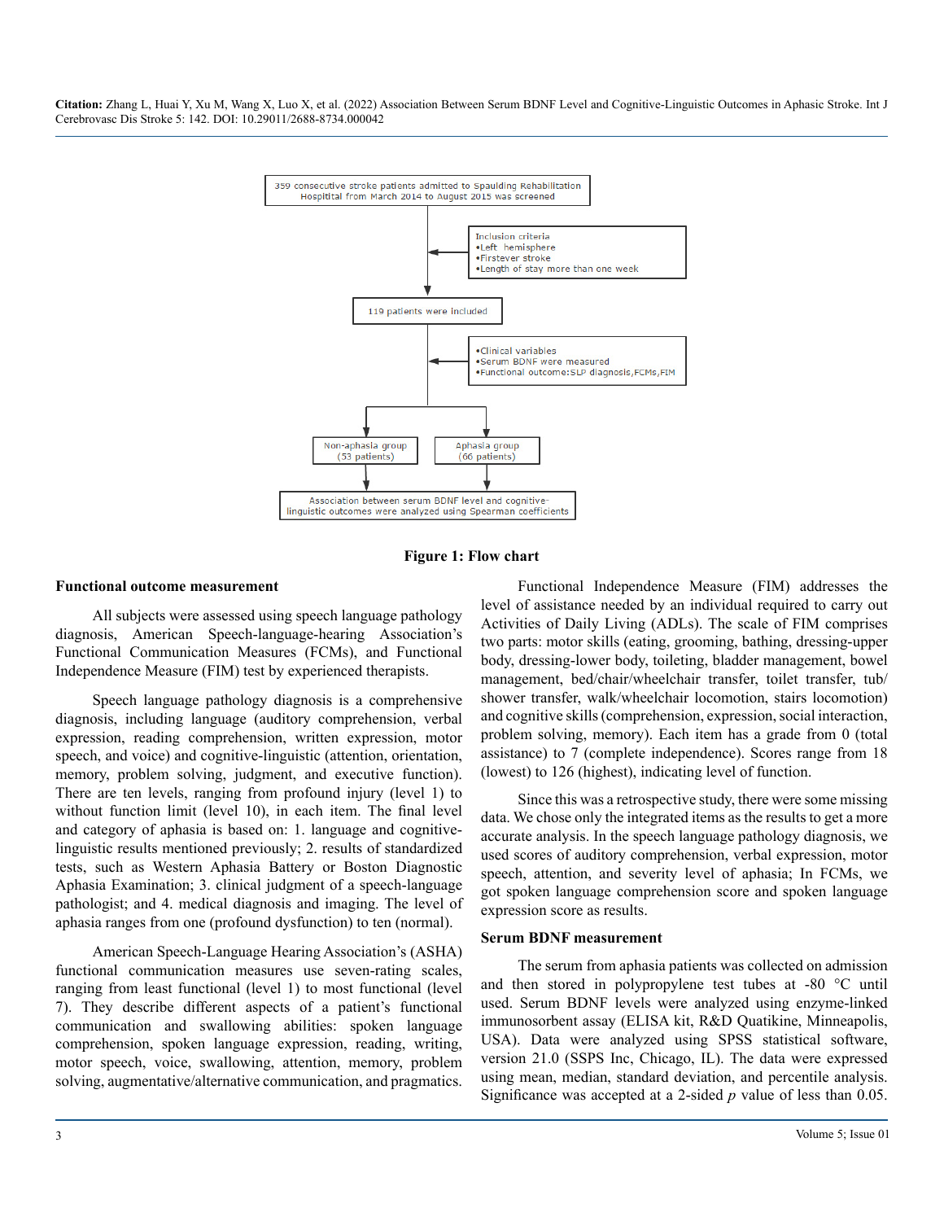359 consecutive stroke patients admitted to Spaulding Rehabilitation Hospital from March 2014 to August 2015 was screened

Inclusion criteria
- Left hemisphere
- Firstever stroke
- Length of stay more than one week

119 patients were included

- Clinical variables
- Serum BDNF were measured
- Functional outcome:SLP diagnosis,FCMs,FIM

Non-aphasia group (53 patients)

Aphasia group (66 patients)

Association between serum BDNF level and cognitive-linguistic outcomes were analyzed using Spearman coefficients

**Figure 1: Flow chart**

### Functional outcome measurement

All subjects were assessed using speech language pathology diagnosis, American Speech-language-hearing Association's Functional Communication Measures (FCMs), and Functional Independence Measure (FIM) test by experienced therapists.

Speech language pathology diagnosis is a comprehensive diagnosis, including language (auditory comprehension, verbal expression, reading comprehension, written expression, motor speech, and voice) and cognitive-linguistic (attention, orientation, memory, problem solving, judgment, and executive function). There are ten levels, ranging from profound injury (level 1) to without function limit (level 10), in each item. The final level and category of aphasia is based on: 1. language and cognitive-linguistic results mentioned previously; 2. results of standardized tests, such as Western Aphasia Battery or Boston Diagnostic Aphasia Examination; 3. clinical judgment of a speech-language pathologist; and 4. medical diagnosis and imaging. The level of aphasia ranges from one (profound dysfunction) to ten (normal).

American Speech-Language Hearing Association's (ASHA) functional communication measures use seven-rating scales, ranging from least functional (level 1) to most functional (level 7). They describe different aspects of a patient's functional communication and swallowing abilities: spoken language comprehension, spoken language expression, reading, writing, motor speech, voice, swallowing, attention, memory, problem solving, augmentative/alternative communication, and pragmatics.

Functional Independence Measure (FIM) addresses the level of assistance needed by an individual required to carry out Activities of Daily Living (ADLs). The scale of FIM comprises two parts: motor skills (eating, grooming, bathing, dressing-upper body, dressing-lower body, toileting, bladder management, bowel management, bed/chair/wheelchair transfer, toilet transfer, tub/shower transfer, walk/wheelchair locomotion, stairs locomotion) and cognitive skills (comprehension, expression, social interaction, problem solving, memory). Each item has a grade from 0 (total assistance) to 7 (complete independence). Scores range from 18 (lowest) to 126 (highest), indicating level of function.

Since this was a retrospective study, there were some missing data. We chose only the integrated items as the results to get a more accurate analysis. In the speech language pathology diagnosis, we used scores of auditory comprehension, verbal expression, motor speech, attention, and severity level of aphasia; In FCMs, we got spoken language comprehension score and spoken language expression score as results.

### Serum BDNF measurement

The serum from aphasia patients was collected on admission and then stored in polypropylene test tubes at -80 °C until used. Serum BDNF levels were analyzed using enzyme-linked immunosorbent assay (ELISA kit, R&D Quatikine, Minneapolis, USA). Data were analyzed using SPSS statistical software, version 21.0 (SSPS Inc, Chicago, IL). The data were expressed using mean, median, standard deviation, and percentile analysis. Significance was accepted at a 2-sided $p$ value of less than 0.05.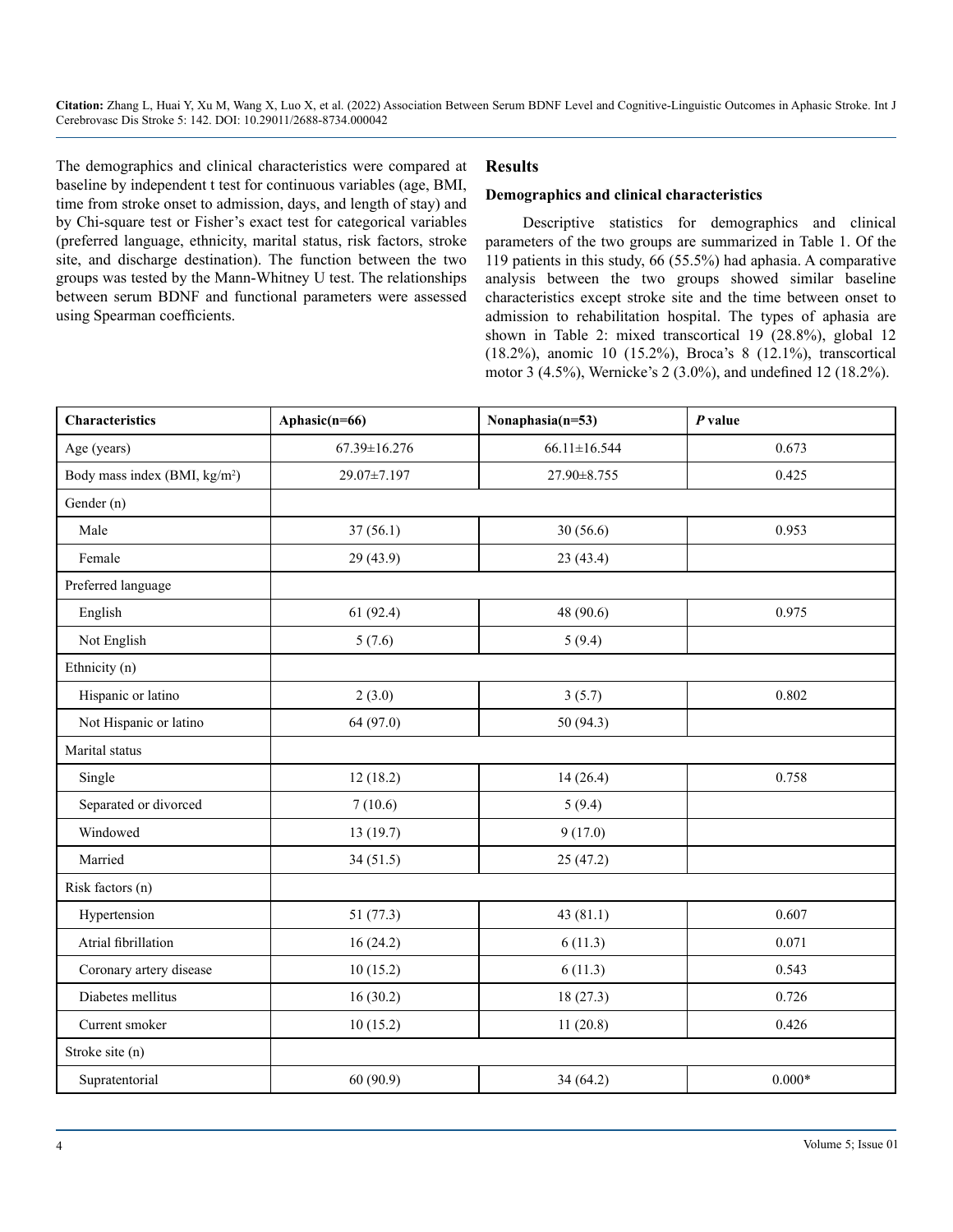The demographics and clinical characteristics were compared at baseline by independent t test for continuous variables (age, BMI, time from stroke onset to admission, days, and length of stay) and by Chi-square test or Fisher's exact test for categorical variables (preferred language, ethnicity, marital status, risk factors, stroke site, and discharge destination). The function between the two groups was tested by the Mann-Whitney U test. The relationships between serum BDNF and functional parameters were assessed using Spearman coefficients.

## Results

### Demographics and clinical characteristics

Descriptive statistics for demographics and clinical parameters of the two groups are summarized in Table 1. Of the 119 patients in this study, 66 (55.5%) had aphasia. A comparative analysis between the two groups showed similar baseline characteristics except stroke site and the time between onset to admission to rehabilitation hospital. The types of aphasia are shown in Table 2: mixed transcortical 19 (28.8%), global 12 (18.2%), anomic 10 (15.2%), Broca's 8 (12.1%), transcortical motor 3 (4.5%), Wernicke's 2 (3.0%), and undefined 12 (18.2%).

| Characteristics | Aphasic(n=66) | Nonaphasia(n=53) | *P* value |
|---|---|---|---|
| Age (years) | 67.39±16.276 | 66.11±16.544 | 0.673 |
| Body mass index (BMI, kg/m$^2$) | 29.07±7.197 | 27.90±8.755 | 0.425 |
| Gender (n) | | | |
| Male | 37 (56.1) | 30 (56.6) | 0.953 |
| Female | 29 (43.9) | 23 (43.4) | |
| Preferred language | | | |
| English | 61 (92.4) | 48 (90.6) | 0.975 |
| Not English | 5 (7.6) | 5 (9.4) | |
| Ethnicity (n) | | | |
| Hispanic or latino | 2 (3.0) | 3 (5.7) | 0.802 |
| Not Hispanic or latino | 64 (97.0) | 50 (94.3) | |
| Marital status | | | |
| Single | 12 (18.2) | 14 (26.4) | 0.758 |
| Separated or divorced | 7 (10.6) | 5 (9.4) | |
| Windowed | 13 (19.7) | 9 (17.0) | |
| Married | 34 (51.5) | 25 (47.2) | |
| Risk factors (n) | | | |
| Hypertension | 51 (77.3) | 43 (81.1) | 0.607 |
| Atrial fibrillation | 16 (24.2) | 6 (11.3) | 0.071 |
| Coronary artery disease | 10 (15.2) | 6 (11.3) | 0.543 |
| Diabetes mellitus | 16 (30.2) | 18 (27.3) | 0.726 |
| Current smoker | 10 (15.2) | 11 (20.8) | 0.426 |
| Stroke site (n) | | | |
| Supratentorial | 60 (90.9) | 34 (64.2) | 0.000* |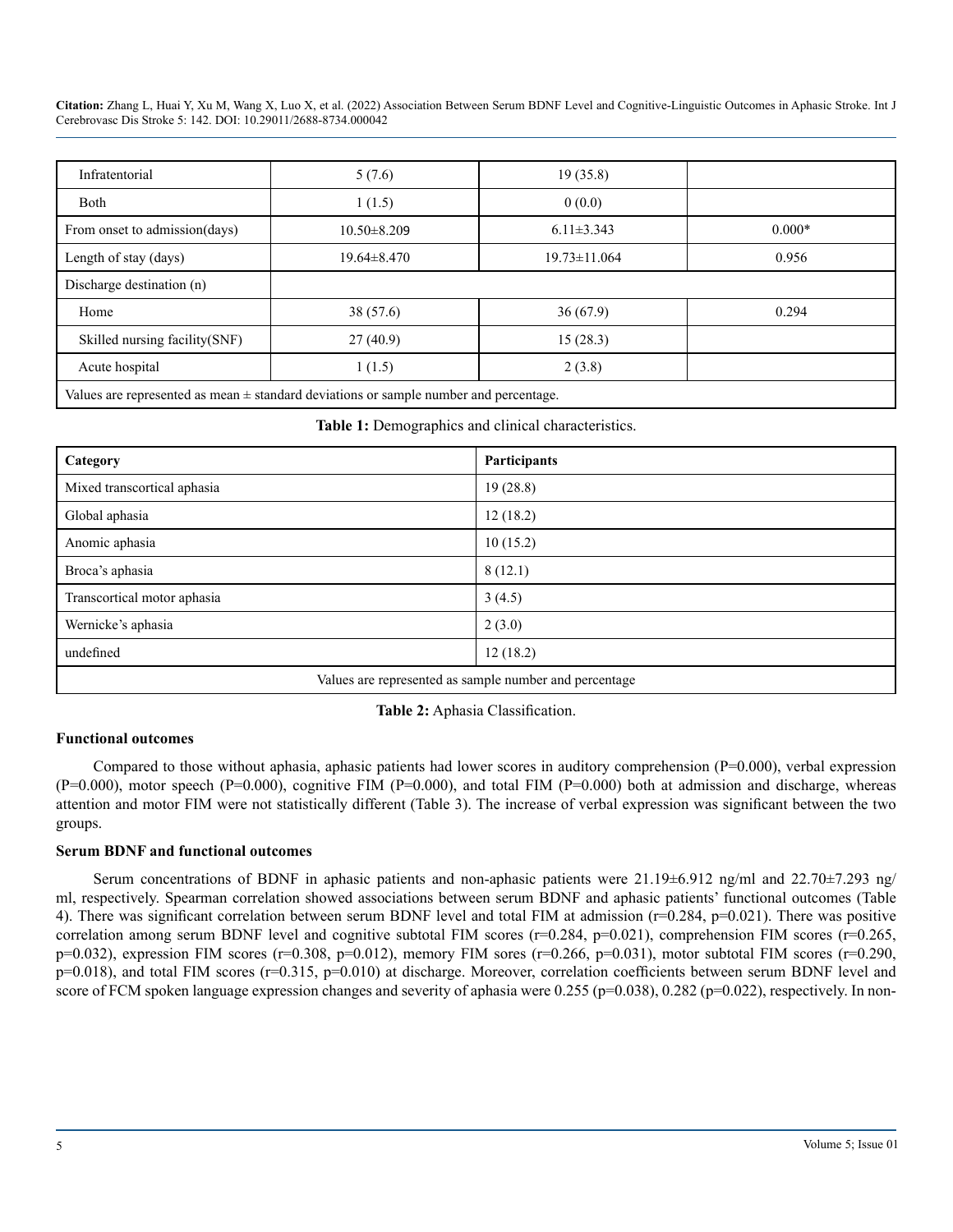| | | | |
|---|---|---|---|
| Infratentorial | 5 (7.6) | 19 (35.8) | |
| Both | 1 (1.5) | 0 (0.0) | |
| From onset to admission(days) | 10.50±8.209 | 6.11±3.343 | 0.000* |
| Length of stay (days) | 19.64±8.470 | 19.73±11.064 | 0.956 |
| Discharge destination (n) | | | |
| Home | 38 (57.6) | 36 (67.9) | 0.294 |
| Skilled nursing facility(SNF) | 27 (40.9) | 15 (28.3) | |
| Acute hospital | 1 (1.5) | 2 (3.8) | |
| Values are represented as mean ± standard deviations or sample number and percentage. | | | |

**Table 1:** Demographics and clinical characteristics.

| Category | Participants |
|---|---|
| Mixed transcortical aphasia | 19 (28.8) |
| Global aphasia | 12 (18.2) |
| Anomic aphasia | 10 (15.2) |
| Broca's aphasia | 8 (12.1) |
| Transcortical motor aphasia | 3 (4.5) |
| Wernicke's aphasia | 2 (3.0) |
| undefined | 12 (18.2) |
| Values are represented as sample number and percentage | |

**Table 2:** Aphasia Classification.

### Functional outcomes

Compared to those without aphasia, aphasic patients had lower scores in auditory comprehension (P=0.000), verbal expression (P=0.000), motor speech (P=0.000), cognitive FIM (P=0.000), and total FIM (P=0.000) both at admission and discharge, whereas attention and motor FIM were not statistically different (Table 3). The increase of verbal expression was significant between the two groups.

### Serum BDNF and functional outcomes

Serum concentrations of BDNF in aphasic patients and non-aphasic patients were 21.19±6.912 ng/ml and 22.70±7.293 ng/ml, respectively. Spearman correlation showed associations between serum BDNF and aphasic patients' functional outcomes (Table 4). There was significant correlation between serum BDNF level and total FIM at admission (r=0.284, p=0.021). There was positive correlation among serum BDNF level and cognitive subtotal FIM scores (r=0.284, p=0.021), comprehension FIM scores (r=0.265, p=0.032), expression FIM scores (r=0.308, p=0.012), memory FIM sores (r=0.266, p=0.031), motor subtotal FIM scores (r=0.290, p=0.018), and total FIM scores (r=0.315, p=0.010) at discharge. Moreover, correlation coefficients between serum BDNF level and score of FCM spoken language expression changes and severity of aphasia were 0.255 (p=0.038), 0.282 (p=0.022), respectively. In non-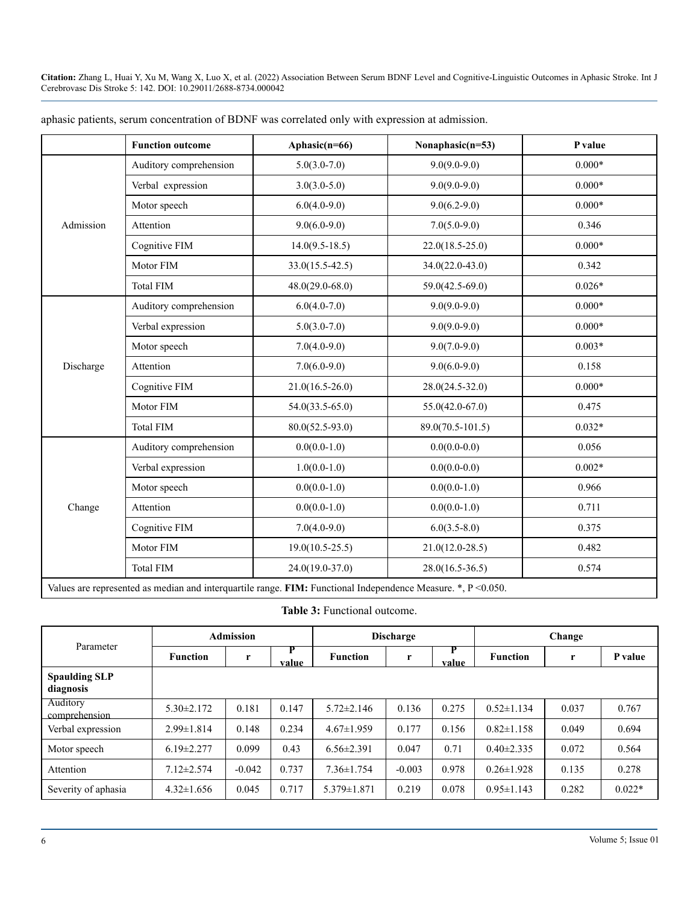aphasic patients, serum concentration of BDNF was correlated only with expression at admission.

| | Function outcome | Aphasic(n=66) | Nonaphasic(n=53) | P value |
|---|---|---|---|---|
| Admission | Auditory comprehension | 5.0(3.0-7.0) | 9.0(9.0-9.0) | 0.000* |
| | Verbal expression | 3.0(3.0-5.0) | 9.0(9.0-9.0) | 0.000* |
| | Motor speech | 6.0(4.0-9.0) | 9.0(6.2-9.0) | 0.000* |
| | Attention | 9.0(6.0-9.0) | 7.0(5.0-9.0) | 0.346 |
| | Cognitive FIM | 14.0(9.5-18.5) | 22.0(18.5-25.0) | 0.000* |
| | Motor FIM | 33.0(15.5-42.5) | 34.0(22.0-43.0) | 0.342 |
| | Total FIM | 48.0(29.0-68.0) | 59.0(42.5-69.0) | 0.026* |
| Discharge | Auditory comprehension | 6.0(4.0-7.0) | 9.0(9.0-9.0) | 0.000* |
| | Verbal expression | 5.0(3.0-7.0) | 9.0(9.0-9.0) | 0.000* |
| | Motor speech | 7.0(4.0-9.0) | 9.0(7.0-9.0) | 0.003* |
| | Attention | 7.0(6.0-9.0) | 9.0(6.0-9.0) | 0.158 |
| | Cognitive FIM | 21.0(16.5-26.0) | 28.0(24.5-32.0) | 0.000* |
| | Motor FIM | 54.0(33.5-65.0) | 55.0(42.0-67.0) | 0.475 |
| | Total FIM | 80.0(52.5-93.0) | 89.0(70.5-101.5) | 0.032* |
| Change | Auditory comprehension | 0.0(0.0-1.0) | 0.0(0.0-0.0) | 0.056 |
| | Verbal expression | 1.0(0.0-1.0) | 0.0(0.0-0.0) | 0.002* |
| | Motor speech | 0.0(0.0-1.0) | 0.0(0.0-1.0) | 0.966 |
| | Attention | 0.0(0.0-1.0) | 0.0(0.0-1.0) | 0.711 |
| | Cognitive FIM | 7.0(4.0-9.0) | 6.0(3.5-8.0) | 0.375 |
| | Motor FIM | 19.0(10.5-25.5) | 21.0(12.0-28.5) | 0.482 |
| | Total FIM | 24.0(19.0-37.0) | 28.0(16.5-36.5) | 0.574 |

Values are represented as median and interquartile range. **FIM:** Functional Independence Measure. *, P <0.050.

**Table 3:** Functional outcome.

| Parameter | Admission | | | Discharge | | | Change | | |
|---|---|---|---|---|---|---|---|---|---|
| | Function | r | P value | Function | r | P value | Function | r | P value |
| **Spaulding SLP diagnosis** | | | | | | | | | |
| Auditory comprehension | 5.30±2.172 | 0.181 | 0.147 | 5.72±2.146 | 0.136 | 0.275 | 0.52±1.134 | 0.037 | 0.767 |
| Verbal expression | 2.99±1.814 | 0.148 | 0.234 | 4.67±1.959 | 0.177 | 0.156 | 0.82±1.158 | 0.049 | 0.694 |
| Motor speech | 6.19±2.277 | 0.099 | 0.43 | 6.56±2.391 | 0.047 | 0.71 | 0.40±2.335 | 0.072 | 0.564 |
| Attention | 7.12±2.574 | -0.042 | 0.737 | 7.36±1.754 | -0.003 | 0.978 | 0.26±1.928 | 0.135 | 0.278 |
| Severity of aphasia | 4.32±1.656 | 0.045 | 0.717 | 5.379±1.871 | 0.219 | 0.078 | 0.95±1.143 | 0.282 | 0.022* |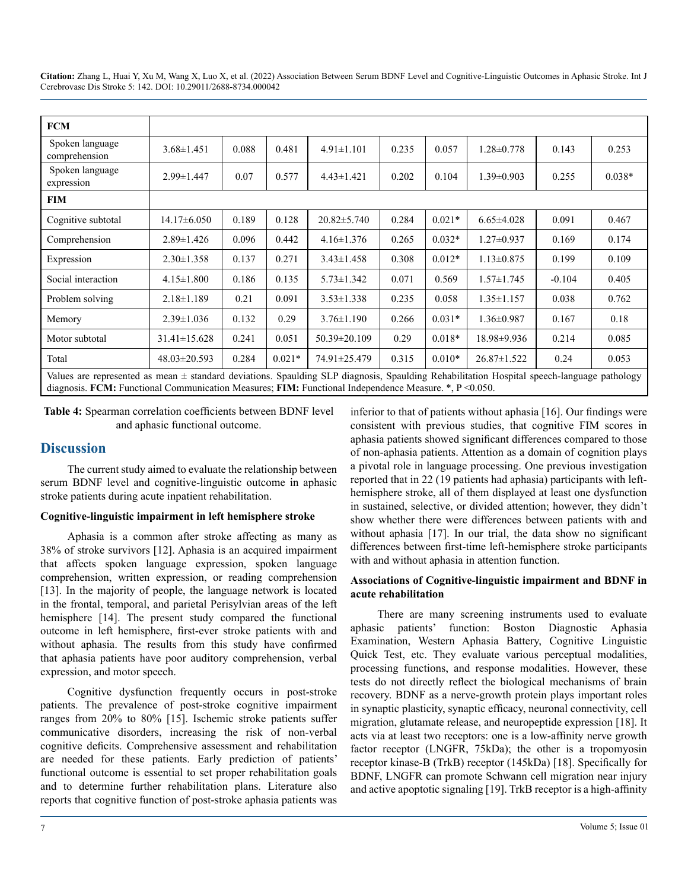| FCM | | | | | | | | |
|---|---|---|---|---|---|---|---|---|
| Spoken language comprehension | 3.68±1.451 | 0.088 | 0.481 | 4.91±1.101 | 0.235 | 0.057 | 1.28±0.778 | 0.143 | 0.253 |
| Spoken language expression | 2.99±1.447 | 0.07 | 0.577 | 4.43±1.421 | 0.202 | 0.104 | 1.39±0.903 | 0.255 | 0.038* |
| **FIM** | | | | | | | | | |
| Cognitive subtotal | 14.17±6.050 | 0.189 | 0.128 | 20.82±5.740 | 0.284 | 0.021* | 6.65±4.028 | 0.091 | 0.467 |
| Comprehension | 2.89±1.426 | 0.096 | 0.442 | 4.16±1.376 | 0.265 | 0.032* | 1.27±0.937 | 0.169 | 0.174 |
| Expression | 2.30±1.358 | 0.137 | 0.271 | 3.43±1.458 | 0.308 | 0.012* | 1.13±0.875 | 0.199 | 0.109 |
| Social interaction | 4.15±1.800 | 0.186 | 0.135 | 5.73±1.342 | 0.071 | 0.569 | 1.57±1.745 | -0.104 | 0.405 |
| Problem solving | 2.18±1.189 | 0.21 | 0.091 | 3.53±1.338 | 0.235 | 0.058 | 1.35±1.157 | 0.038 | 0.762 |
| Memory | 2.39±1.036 | 0.132 | 0.29 | 3.76±1.190 | 0.266 | 0.031* | 1.36±0.987 | 0.167 | 0.18 |
| Motor subtotal | 31.41±15.628 | 0.241 | 0.051 | 50.39±20.109 | 0.29 | 0.018* | 18.98±9.936 | 0.214 | 0.085 |
| Total | 48.03±20.593 | 0.284 | 0.021* | 74.91±25.479 | 0.315 | 0.010* | 26.87±1.522 | 0.24 | 0.053 |

Values are represented as mean ± standard deviations. Spaulding SLP diagnosis, Spaulding Rehabilitation Hospital speech-language pathology diagnosis. **FCM:** Functional Communication Measures; **FIM:** Functional Independence Measure. *, P <0.050.

**Table 4:** Spearman correlation coefficients between BDNF level and aphasic functional outcome.

## Discussion

The current study aimed to evaluate the relationship between serum BDNF level and cognitive-linguistic outcome in aphasic stroke patients during acute inpatient rehabilitation.

**Cognitive-linguistic impairment in left hemisphere stroke**

Aphasia is a common after stroke affecting as many as 38% of stroke survivors [12]. Aphasia is an acquired impairment that affects spoken language expression, spoken language comprehension, written expression, or reading comprehension [13]. In the majority of people, the language network is located in the frontal, temporal, and parietal Perisylvian areas of the left hemisphere [14]. The present study compared the functional outcome in left hemisphere, first-ever stroke patients with and without aphasia. The results from this study have confirmed that aphasia patients have poor auditory comprehension, verbal expression, and motor speech.

Cognitive dysfunction frequently occurs in post-stroke patients. The prevalence of post-stroke cognitive impairment ranges from 20% to 80% [15]. Ischemic stroke patients suffer communicative disorders, increasing the risk of non-verbal cognitive deficits. Comprehensive assessment and rehabilitation are needed for these patients. Early prediction of patients' functional outcome is essential to set proper rehabilitation goals and to determine further rehabilitation plans. Literature also reports that cognitive function of post-stroke aphasia patients was inferior to that of patients without aphasia [16]. Our findings were consistent with previous studies, that cognitive FIM scores in aphasia patients showed significant differences compared to those of non-aphasia patients. Attention as a domain of cognition plays a pivotal role in language processing. One previous investigation reported that in 22 (19 patients had aphasia) participants with left-hemisphere stroke, all of them displayed at least one dysfunction in sustained, selective, or divided attention; however, they didn't show whether there were differences between patients with and without aphasia [17]. In our trial, the data show no significant differences between first-time left-hemisphere stroke participants with and without aphasia in attention function.

**Associations of Cognitive-linguistic impairment and BDNF in acute rehabilitation**

There are many screening instruments used to evaluate aphasic patients' function: Boston Diagnostic Aphasia Examination, Western Aphasia Battery, Cognitive Linguistic Quick Test, etc. They evaluate various perceptual modalities, processing functions, and response modalities. However, these tests do not directly reflect the biological mechanisms of brain recovery. BDNF as a nerve-growth protein plays important roles in synaptic plasticity, synaptic efficacy, neuronal connectivity, cell migration, glutamate release, and neuropeptide expression [18]. It acts via at least two receptors: one is a low-affinity nerve growth factor receptor (LNGFR, 75kDa); the other is a tropomyosin receptor kinase-B (TrkB) receptor (145kDa) [18]. Specifically for BDNF, LNGFR can promote Schwann cell migration near injury and active apoptotic signaling [19]. TrkB receptor is a high-affinity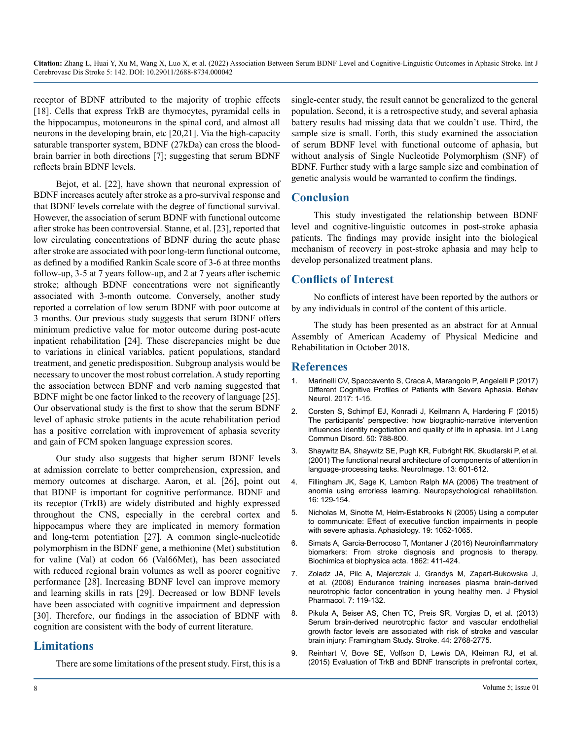receptor of BDNF attributed to the majority of trophic effects [18]. Cells that express TrkB are thymocytes, pyramidal cells in the hippocampus, motoneurons in the spinal cord, and almost all neurons in the developing brain, etc [20,21]. Via the high-capacity saturable transporter system, BDNF (27kDa) can cross the blood-brain barrier in both directions [7]; suggesting that serum BDNF reflects brain BDNF levels.

Bejot, et al. [22], have shown that neuronal expression of BDNF increases acutely after stroke as a pro-survival response and that BDNF levels correlate with the degree of functional survival. However, the association of serum BDNF with functional outcome after stroke has been controversial. Stanne, et al. [23], reported that low circulating concentrations of BDNF during the acute phase after stroke are associated with poor long-term functional outcome, as defined by a modified Rankin Scale score of 3-6 at three months follow-up, 3-5 at 7 years follow-up, and 2 at 7 years after ischemic stroke; although BDNF concentrations were not significantly associated with 3-month outcome. Conversely, another study reported a correlation of low serum BDNF with poor outcome at 3 months. Our previous study suggests that serum BDNF offers minimum predictive value for motor outcome during post-acute inpatient rehabilitation [24]. These discrepancies might be due to variations in clinical variables, patient populations, standard treatment, and genetic predisposition. Subgroup analysis would be necessary to uncover the most robust correlation. A study reporting the association between BDNF and verb naming suggested that BDNF might be one factor linked to the recovery of language [25]. Our observational study is the first to show that the serum BDNF level of aphasic stroke patients in the acute rehabilitation period has a positive correlation with improvement of aphasia severity and gain of FCM spoken language expression scores.

Our study also suggests that higher serum BDNF levels at admission correlate to better comprehension, expression, and memory outcomes at discharge. Aaron, et al. [26], point out that BDNF is important for cognitive performance. BDNF and its receptor (TrkB) are widely distributed and highly expressed throughout the CNS, especially in the cerebral cortex and hippocampus where they are implicated in memory formation and long-term potentiation [27]. A common single-nucleotide polymorphism in the BDNF gene, a methionine (Met) substitution for valine (Val) at codon 66 (Val66Met), has been associated with reduced regional brain volumes as well as poorer cognitive performance [28]. Increasing BDNF level can improve memory and learning skills in rats [29]. Decreased or low BDNF levels have been associated with cognitive impairment and depression [30]. Therefore, our findings in the association of BDNF with cognition are consistent with the body of current literature.

## Limitations

There are some limitations of the present study. First, this is a single-center study, the result cannot be generalized to the general population. Second, it is a retrospective study, and several aphasia battery results had missing data that we couldn't use. Third, the sample size is small. Forth, this study examined the association of serum BDNF level with functional outcome of aphasia, but without analysis of Single Nucleotide Polymorphism (SNF) of BDNF. Further study with a large sample size and combination of genetic analysis would be warranted to confirm the findings.

## Conclusion

This study investigated the relationship between BDNF level and cognitive-linguistic outcomes in post-stroke aphasia patients. The findings may provide insight into the biological mechanism of recovery in post-stroke aphasia and may help to develop personalized treatment plans.

## Conflicts of Interest

No conflicts of interest have been reported by the authors or by any individuals in control of the content of this article.

The study has been presented as an abstract for at Annual Assembly of American Academy of Physical Medicine and Rehabilitation in October 2018.

## References

1. Marinelli CV, Spaccavento S, Craca A, Marangolo P, Angelelli P (2017) Different Cognitive Profiles of Patients with Severe Aphasia. Behav Neurol. 2017: 1-15.
2. Corsten S, Schimpf EJ, Konradi J, Keilmann A, Hardering F (2015) The participants' perspective: how biographic-narrative intervention influences identity negotiation and quality of life in aphasia. Int J Lang Commun Disord. 50: 788-800.
3. Shaywitz BA, Shaywitz SE, Pugh KR, Fulbright RK, Skudlarski P, et al. (2001) The functional neural architecture of components of attention in language-processing tasks. NeuroImage. 13: 601-612.
4. Fillingham JK, Sage K, Lambon Ralph MA (2006) The treatment of anomia using errorless learning. Neuropsychological rehabilitation. 16: 129-154.
5. Nicholas M, Sinotte M, Helm-Estabrooks N (2005) Using a computer to communicate: Effect of executive function impairments in people with severe aphasia. Aphasiology. 19: 1052-1065.
6. Simats A, Garcia-Berrocoso T, Montaner J (2016) Neuroinflammatory biomarkers: From stroke diagnosis and prognosis to therapy. Biochimica et biophysica acta. 1862: 411-424.
7. Zoladz JA, Pilc A, Majerczak J, Grandys M, Zapart-Bukowska J, et al. (2008) Endurance training increases plasma brain-derived neurotrophic factor concentration in young healthy men. J Physiol Pharmacol. 7: 119-132.
8. Pikula A, Beiser AS, Chen TC, Preis SR, Vorgias D, et al. (2013) Serum brain-derived neurotrophic factor and vascular endothelial growth factor levels are associated with risk of stroke and vascular brain injury: Framingham Study. Stroke. 44: 2768-2775.
9. Reinhart V, Bove SE, Volfson D, Lewis DA, Kleiman RJ, et al. (2015) Evaluation of TrkB and BDNF transcripts in prefrontal cortex,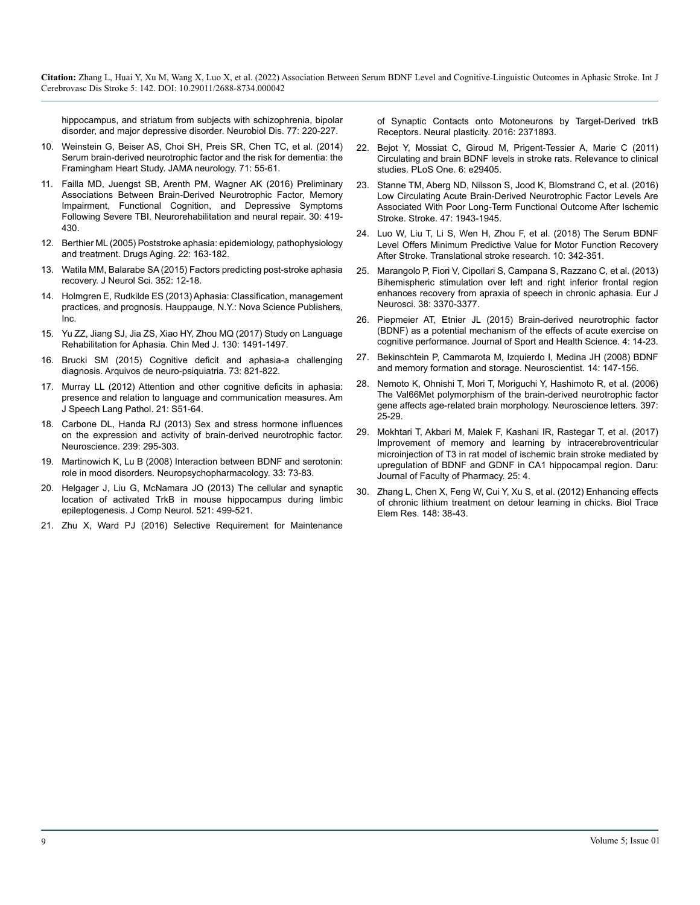hippocampus, and striatum from subjects with schizophrenia, bipolar disorder, and major depressive disorder. Neurobiol Dis. 77: 220-227.

10. Weinstein G, Beiser AS, Choi SH, Preis SR, Chen TC, et al. (2014) Serum brain-derived neurotrophic factor and the risk for dementia: the Framingham Heart Study. JAMA neurology. 71: 55-61.

11. Failla MD, Juengst SB, Arenth PM, Wagner AK (2016) Preliminary Associations Between Brain-Derived Neurotrophic Factor, Memory Impairment, Functional Cognition, and Depressive Symptoms Following Severe TBI. Neurorehabilitation and neural repair. 30: 419-430.

12. Berthier ML (2005) Poststroke aphasia: epidemiology, pathophysiology and treatment. Drugs Aging. 22: 163-182.

13. Watila MM, Balarabe SA (2015) Factors predicting post-stroke aphasia recovery. J Neurol Sci. 352: 12-18.

14. Holmgren E, Rudkilde ES (2013) Aphasia: Classification, management practices, and prognosis. Hauppauge, N.Y.: Nova Science Publishers, Inc.

15. Yu ZZ, Jiang SJ, Jia ZS, Xiao HY, Zhou MQ (2017) Study on Language Rehabilitation for Aphasia. Chin Med J. 130: 1491-1497.

16. Brucki SM (2015) Cognitive deficit and aphasia-a challenging diagnosis. Arquivos de neuro-psiquiatria. 73: 821-822.

17. Murray LL (2012) Attention and other cognitive deficits in aphasia: presence and relation to language and communication measures. Am J Speech Lang Pathol. 21: S51-64.

18. Carbone DL, Handa RJ (2013) Sex and stress hormone influences on the expression and activity of brain-derived neurotrophic factor. Neuroscience. 239: 295-303.

19. Martinowich K, Lu B (2008) Interaction between BDNF and serotonin: role in mood disorders. Neuropsychopharmacology. 33: 73-83.

20. Helgager J, Liu G, McNamara JO (2013) The cellular and synaptic location of activated TrkB in mouse hippocampus during limbic epileptogenesis. J Comp Neurol. 521: 499-521.

21. Zhu X, Ward PJ (2016) Selective Requirement for Maintenance of Synaptic Contacts onto Motoneurons by Target-Derived trkB Receptors. Neural plasticity. 2016: 2371893.

22. Bejot Y, Mossiat C, Giroud M, Prigent-Tessier A, Marie C (2011) Circulating and brain BDNF levels in stroke rats. Relevance to clinical studies. PLoS One. 6: e29405.

23. Stanne TM, Aberg ND, Nilsson S, Jood K, Blomstrand C, et al. (2016) Low Circulating Acute Brain-Derived Neurotrophic Factor Levels Are Associated With Poor Long-Term Functional Outcome After Ischemic Stroke. Stroke. 47: 1943-1945.

24. Luo W, Liu T, Li S, Wen H, Zhou F, et al. (2018) The Serum BDNF Level Offers Minimum Predictive Value for Motor Function Recovery After Stroke. Translational stroke research. 10: 342-351.

25. Marangolo P, Fiori V, Cipollari S, Campana S, Razzano C, et al. (2013) Bihemispheric stimulation over left and right inferior frontal region enhances recovery from apraxia of speech in chronic aphasia. Eur J Neurosci. 38: 3370-3377.

26. Piepmeier AT, Etnier JL (2015) Brain-derived neurotrophic factor (BDNF) as a potential mechanism of the effects of acute exercise on cognitive performance. Journal of Sport and Health Science. 4: 14-23.

27. Bekinschtein P, Cammarota M, Izquierdo I, Medina JH (2008) BDNF and memory formation and storage. Neuroscientist. 14: 147-156.

28. Nemoto K, Ohnishi T, Mori T, Moriguchi Y, Hashimoto R, et al. (2006) The Val66Met polymorphism of the brain-derived neurotrophic factor gene affects age-related brain morphology. Neuroscience letters. 397: 25-29.

29. Mokhtari T, Akbari M, Malek F, Kashani IR, Rastegar T, et al. (2017) Improvement of memory and learning by intracerebroventricular microinjection of T3 in rat model of ischemic brain stroke mediated by upregulation of BDNF and GDNF in CA1 hippocampal region. Daru: Journal of Faculty of Pharmacy. 25: 4.

30. Zhang L, Chen X, Feng W, Cui Y, Xu S, et al. (2012) Enhancing effects of chronic lithium treatment on detour learning in chicks. Biol Trace Elem Res. 148: 38-43.